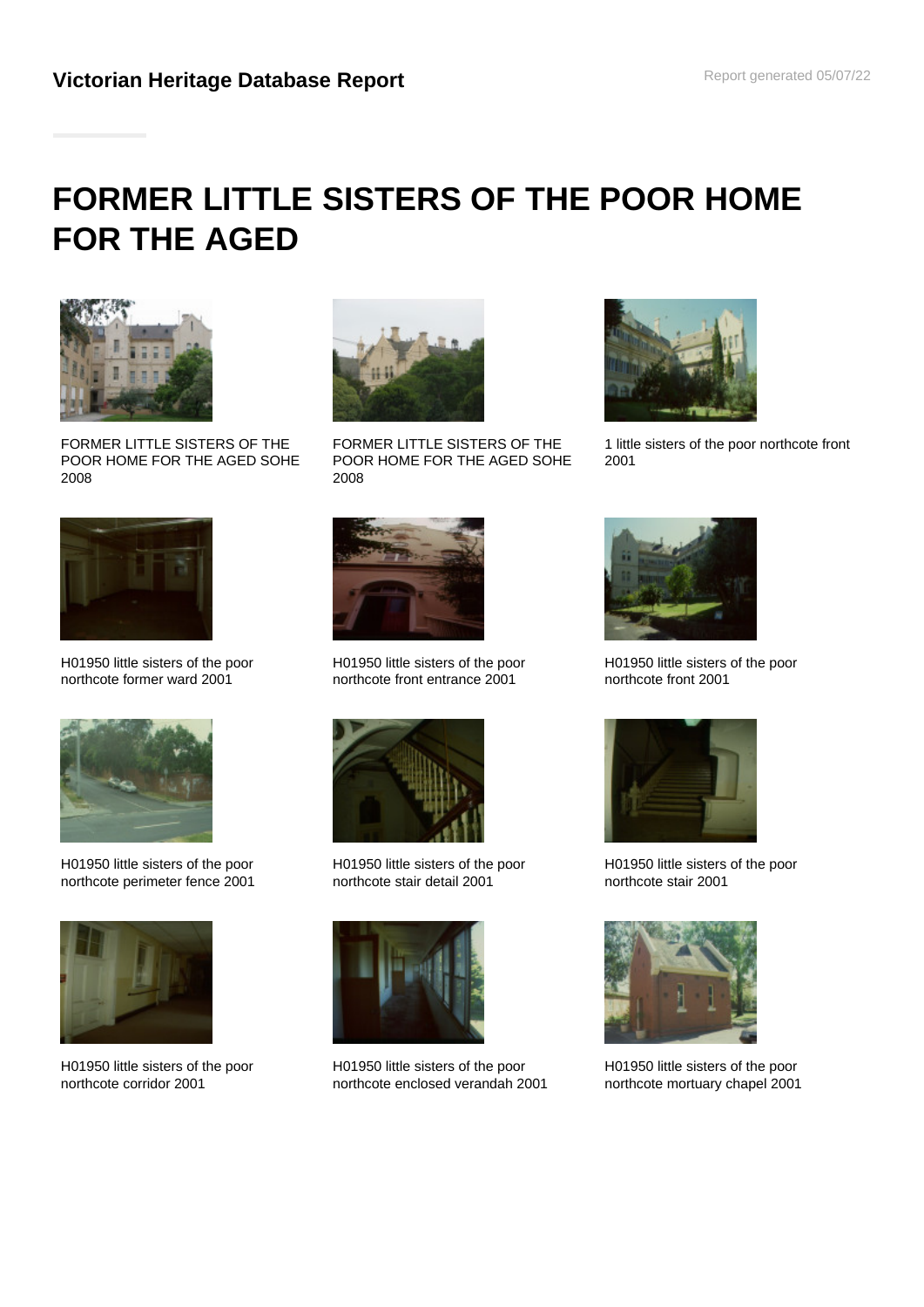# FORMER LITTLE SISTERS OF THE POOR HOME FOR THE AGED

FORMER LITTLE SISTERS OF THE POOR HOME FOR THE AGED SOHE 2008

FORMER LITTLE SISTERS OF THE POOR HOME FOR THE AGED SOHE 2008

1 little sisters of the poor northcote front 2001

H01950 little sisters of the poor northcote former ward 2001

H01950 little sisters of the poor northcote front entrance 2001

H01950 little sisters of the poor northcote front 2001

H01950 little sisters of the poor northcote perimeter fence 2001

H01950 little sisters of the poor northcote stair detail 2001

H01950 little sisters of the poor northcote stair 2001

H01950 little sisters of the poor northcote corridor 2001

H01950 little sisters of the poor northcote enclosed verandah 2001

H01950 little sisters of the poor northcote mortuary chapel 2001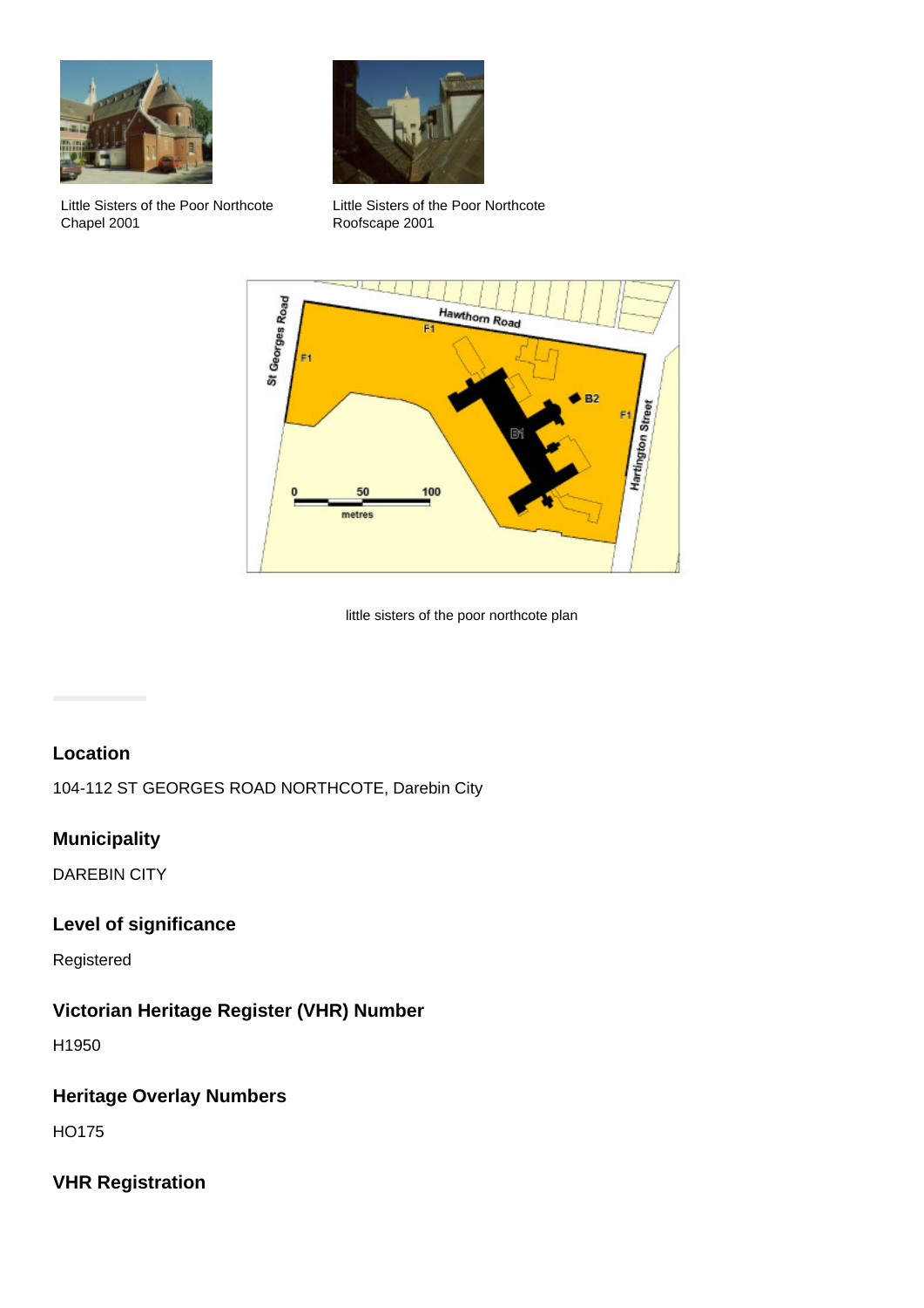Little Sisters of the Poor Northcote Chapel 2001

Little Sisters of the Poor Northcote Roofscape 2001

little sisters of the poor northcote plan

## Location

104-112 ST GEORGES ROAD NORTHCOTE, Darebin City

## Municipality

DAREBIN CITY

## Level of significance

Registered

## Victorian Heritage Register (VHR) Number

H1950

## Heritage Overlay Numbers

HO175

## VHR Registration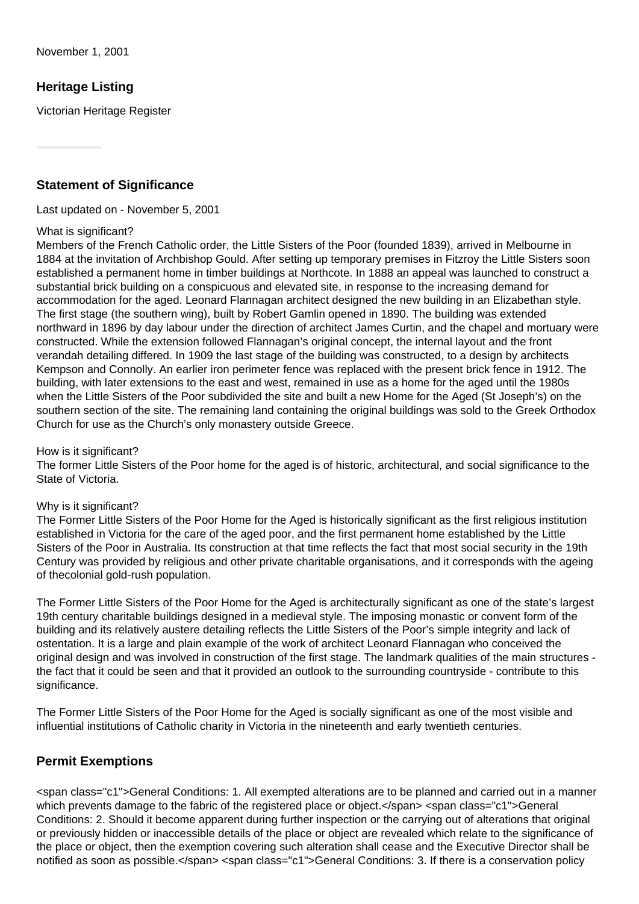November 1, 2001

## Heritage Listing

Victorian Heritage Register

## Statement of Significance

Last updated on - November 5, 2001

What is significant?
Members of the French Catholic order, the Little Sisters of the Poor (founded 1839), arrived in Melbourne in 1884 at the invitation of Archbishop Gould. After setting up temporary premises in Fitzroy the Little Sisters soon established a permanent home in timber buildings at Northcote. In 1888 an appeal was launched to construct a substantial brick building on a conspicuous and elevated site, in response to the increasing demand for accommodation for the aged. Leonard Flannagan architect designed the new building in an Elizabethan style. The first stage (the southern wing), built by Robert Gamlin opened in 1890. The building was extended northward in 1896 by day labour under the direction of architect James Curtin, and the chapel and mortuary were constructed. While the extension followed Flannagan's original concept, the internal layout and the front verandah detailing differed. In 1909 the last stage of the building was constructed, to a design by architects Kempson and Connolly. An earlier iron perimeter fence was replaced with the present brick fence in 1912. The building, with later extensions to the east and west, remained in use as a home for the aged until the 1980s when the Little Sisters of the Poor subdivided the site and built a new Home for the Aged (St Joseph's) on the southern section of the site. The remaining land containing the original buildings was sold to the Greek Orthodox Church for use as the Church's only monastery outside Greece.

How is it significant?
The former Little Sisters of the Poor home for the aged is of historic, architectural, and social significance to the State of Victoria.

Why is it significant?
The Former Little Sisters of the Poor Home for the Aged is historically significant as the first religious institution established in Victoria for the care of the aged poor, and the first permanent home established by the Little Sisters of the Poor in Australia. Its construction at that time reflects the fact that most social security in the 19th Century was provided by religious and other private charitable organisations, and it corresponds with the ageing of thecolonial gold-rush population.

The Former Little Sisters of the Poor Home for the Aged is architecturally significant as one of the state's largest 19th century charitable buildings designed in a medieval style. The imposing monastic or convent form of the building and its relatively austere detailing reflects the Little Sisters of the Poor's simple integrity and lack of ostentation. It is a large and plain example of the work of architect Leonard Flannagan who conceived the original design and was involved in construction of the first stage. The landmark qualities of the main structures - the fact that it could be seen and that it provided an outlook to the surrounding countryside - contribute to this significance.

The Former Little Sisters of the Poor Home for the Aged is socially significant as one of the most visible and influential institutions of Catholic charity in Victoria in the nineteenth and early twentieth centuries.

## Permit Exemptions

<span class="c1">General Conditions: 1. All exempted alterations are to be planned and carried out in a manner which prevents damage to the fabric of the registered place or object.</span> <span class="c1">General Conditions: 2. Should it become apparent during further inspection or the carrying out of alterations that original or previously hidden or inaccessible details of the place or object are revealed which relate to the significance of the place or object, then the exemption covering such alteration shall cease and the Executive Director shall be notified as soon as possible.</span> <span class="c1">General Conditions: 3. If there is a conservation policy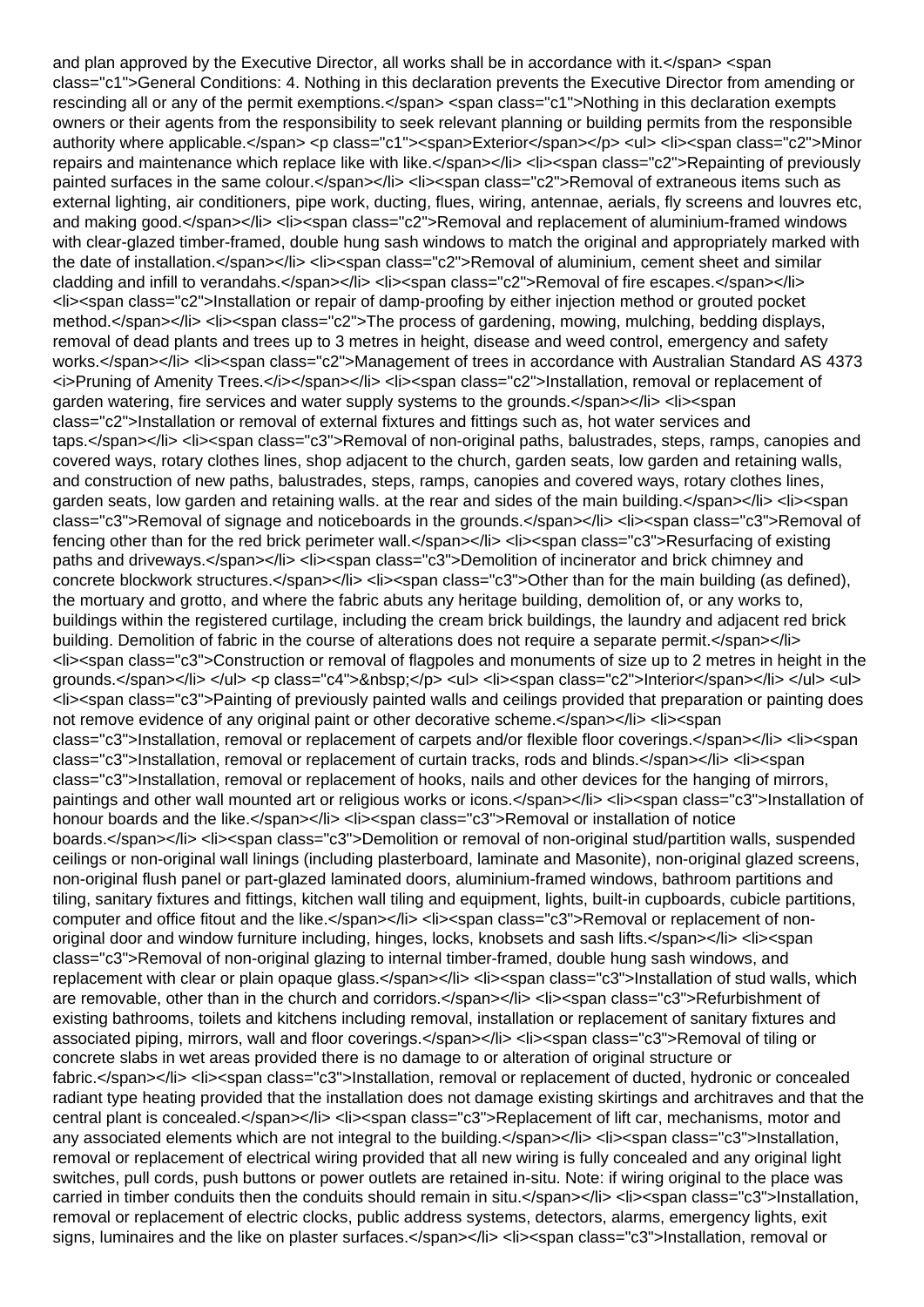and plan approved by the Executive Director, all works shall be in accordance with it.</span> <span class="c1">General Conditions: 4. Nothing in this declaration prevents the Executive Director from amending or rescinding all or any of the permit exemptions.</span> <span class="c1">Nothing in this declaration exempts owners or their agents from the responsibility to seek relevant planning or building permits from the responsible authority where applicable.</span> <p class="c1"><span>Exterior</span></p> <ul> <li><span class="c2">Minor repairs and maintenance which replace like with like.</span></li> <li><span class="c2">Repainting of previously painted surfaces in the same colour.</span></li> <li><span class="c2">Removal of extraneous items such as external lighting, air conditioners, pipe work, ducting, flues, wiring, antennae, aerials, fly screens and louvres etc, and making good.</span></li> <li><span class="c2">Removal and replacement of aluminium-framed windows with clear-glazed timber-framed, double hung sash windows to match the original and appropriately marked with the date of installation.</span></li> <li><span class="c2">Removal of aluminium, cement sheet and similar cladding and infill to verandahs.</span></li> <li><span class="c2">Removal of fire escapes.</span></li> <li><span class="c2">Installation or repair of damp-proofing by either injection method or grouted pocket method.</span></li> <li><span class="c2">The process of gardening, mowing, mulching, bedding displays, removal of dead plants and trees up to 3 metres in height, disease and weed control, emergency and safety works.</span></li> <li><span class="c2">Management of trees in accordance with Australian Standard AS 4373 <i>Pruning of Amenity Trees.</i></span></li> <li><span class="c2">Installation, removal or replacement of garden watering, fire services and water supply systems to the grounds.</span></li> <li><span class="c2">Installation or removal of external fixtures and fittings such as, hot water services and taps.</span></li> <li><span class="c3">Removal of non-original paths, balustrades, steps, ramps, canopies and covered ways, rotary clothes lines, shop adjacent to the church, garden seats, low garden and retaining walls, and construction of new paths, balustrades, steps, ramps, canopies and covered ways, rotary clothes lines, garden seats, low garden and retaining walls. at the rear and sides of the main building.</span></li> <li><span class="c3">Removal of signage and noticeboards in the grounds.</span></li> <li><span class="c3">Removal of fencing other than for the red brick perimeter wall.</span></li> <li><span class="c3">Resurfacing of existing paths and driveways.</span></li> <li><span class="c3">Demolition of incinerator and brick chimney and concrete blockwork structures.</span></li> <li><span class="c3">Other than for the main building (as defined), the mortuary and grotto, and where the fabric abuts any heritage building, demolition of, or any works to, buildings within the registered curtilage, including the cream brick buildings, the laundry and adjacent red brick building. Demolition of fabric in the course of alterations does not require a separate permit.</span></li> <li><span class="c3">Construction or removal of flagpoles and monuments of size up to 2 metres in height in the grounds.</span></li> </ul> <p class="c4">&nbsp;</p> <ul> <li><span class="c2">Interior</span></li> </ul> <ul> <li><span class="c3">Painting of previously painted walls and ceilings provided that preparation or painting does not remove evidence of any original paint or other decorative scheme.</span></li> <li><span class="c3">Installation, removal or replacement of carpets and/or flexible floor coverings.</span></li> <li><span class="c3">Installation, removal or replacement of curtain tracks, rods and blinds.</span></li> <li><span class="c3">Installation, removal or replacement of hooks, nails and other devices for the hanging of mirrors, paintings and other wall mounted art or religious works or icons.</span></li> <li><span class="c3">Installation of honour boards and the like.</span></li> <li><span class="c3">Removal or installation of notice boards.</span></li> <li><span class="c3">Demolition or removal of non-original stud/partition walls, suspended ceilings or non-original wall linings (including plasterboard, laminate and Masonite), non-original glazed screens, non-original flush panel or part-glazed laminated doors, aluminium-framed windows, bathroom partitions and tiling, sanitary fixtures and fittings, kitchen wall tiling and equipment, lights, built-in cupboards, cubicle partitions, computer and office fitout and the like.</span></li> <li><span class="c3">Removal or replacement of non-original door and window furniture including, hinges, locks, knobsets and sash lifts.</span></li> <li><span class="c3">Removal of non-original glazing to internal timber-framed, double hung sash windows, and replacement with clear or plain opaque glass.</span></li> <li><span class="c3">Installation of stud walls, which are removable, other than in the church and corridors.</span></li> <li><span class="c3">Refurbishment of existing bathrooms, toilets and kitchens including removal, installation or replacement of sanitary fixtures and associated piping, mirrors, wall and floor coverings.</span></li> <li><span class="c3">Removal of tiling or concrete slabs in wet areas provided there is no damage to or alteration of original structure or fabric.</span></li> <li><span class="c3">Installation, removal or replacement of ducted, hydronic or concealed radiant type heating provided that the installation does not damage existing skirtings and architraves and that the central plant is concealed.</span></li> <li><span class="c3">Replacement of lift car, mechanisms, motor and any associated elements which are not integral to the building.</span></li> <li><span class="c3">Installation, removal or replacement of electrical wiring provided that all new wiring is fully concealed and any original light switches, pull cords, push buttons or power outlets are retained in-situ. Note: if wiring original to the place was carried in timber conduits then the conduits should remain in situ.</span></li> <li><span class="c3">Installation, removal or replacement of electric clocks, public address systems, detectors, alarms, emergency lights, exit signs, luminaires and the like on plaster surfaces.</span></li> <li><span class="c3">Installation, removal or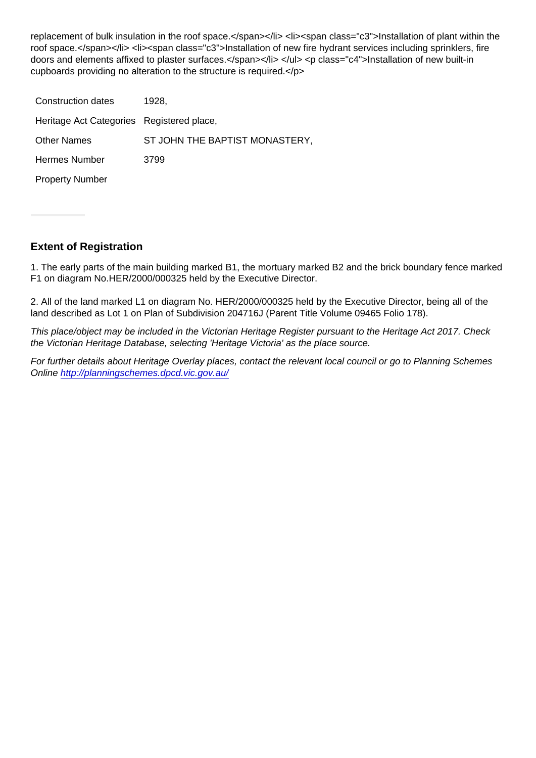replacement of bulk insulation in the roof space.</span></li> <li><span class="c3">Installation of plant within the roof space.</span></li> <li><span class="c3">Installation of new fire hydrant services including sprinklers, fire doors and elements affixed to plaster surfaces.</span></li> </ul> <p class="c4">Installation of new built-in cupboards providing no alteration to the structure is required.</p>

| | |
|---|---|
| Construction dates | 1928, |
| Heritage Act Categories | Registered place, |
| Other Names | ST JOHN THE BAPTIST MONASTERY, |
| Hermes Number | 3799 |
| Property Number | |

### Extent of Registration

1. The early parts of the main building marked B1, the mortuary marked B2 and the brick boundary fence marked F1 on diagram No.HER/2000/000325 held by the Executive Director.

2. All of the land marked L1 on diagram No. HER/2000/000325 held by the Executive Director, being all of the land described as Lot 1 on Plan of Subdivision 204716J (Parent Title Volume 09465 Folio 178).

*This place/object may be included in the Victorian Heritage Register pursuant to the Heritage Act 2017. Check the Victorian Heritage Database, selecting 'Heritage Victoria' as the place source.*

*For further details about Heritage Overlay places, contact the relevant local council or go to Planning Schemes Online* [http://planningschemes.dpcd.vic.gov.au/](http://planningschemes.dpcd.vic.gov.au/)